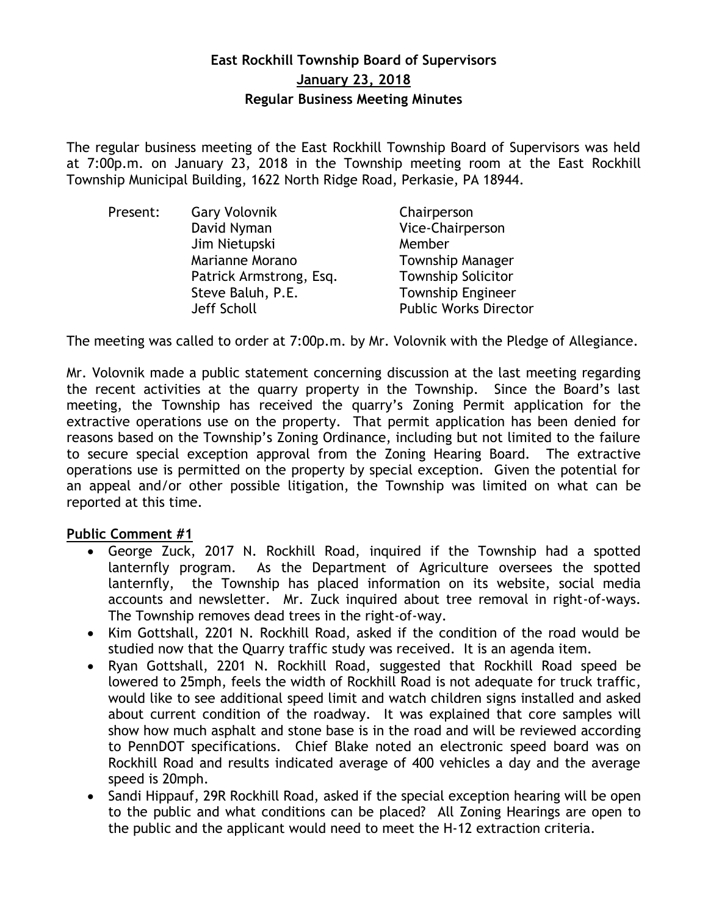# East Rockhill Township Board of Supervisors

## January 23, 2018

## Regular Business Meeting Minutes

The regular business meeting of the East Rockhill Township Board of Supervisors was held at 7:00p.m. on January 23, 2018 in the Township meeting room at the East Rockhill Township Municipal Building, 1622 North Ridge Road, Perkasie, PA 18944.

| Present: | | |
|---|---|---|
| | Gary Volovnik | Chairperson |
| | David Nyman | Vice-Chairperson |
| | Jim Nietupski | Member |
| | Marianne Morano | Township Manager |
| | Patrick Armstrong, Esq. | Township Solicitor |
| | Steve Baluh, P.E. | Township Engineer |
| | Jeff Scholl | Public Works Director |

The meeting was called to order at 7:00p.m. by Mr. Volovnik with the Pledge of Allegiance.

Mr. Volovnik made a public statement concerning discussion at the last meeting regarding the recent activities at the quarry property in the Township. Since the Board's last meeting, the Township has received the quarry's Zoning Permit application for the extractive operations use on the property. That permit application has been denied for reasons based on the Township's Zoning Ordinance, including but not limited to the failure to secure special exception approval from the Zoning Hearing Board. The extractive operations use is permitted on the property by special exception. Given the potential for an appeal and/or other possible litigation, the Township was limited on what can be reported at this time.

**Public Comment #1**

- George Zuck, 2017 N. Rockhill Road, inquired if the Township had a spotted lanternfly program. As the Department of Agriculture oversees the spotted lanternfly, the Township has placed information on its website, social media accounts and newsletter. Mr. Zuck inquired about tree removal in right-of-ways. The Township removes dead trees in the right-of-way.
- Kim Gottshall, 2201 N. Rockhill Road, asked if the condition of the road would be studied now that the Quarry traffic study was received. It is an agenda item.
- Ryan Gottshall, 2201 N. Rockhill Road, suggested that Rockhill Road speed be lowered to 25mph, feels the width of Rockhill Road is not adequate for truck traffic, would like to see additional speed limit and watch children signs installed and asked about current condition of the roadway. It was explained that core samples will show how much asphalt and stone base is in the road and will be reviewed according to PennDOT specifications. Chief Blake noted an electronic speed board was on Rockhill Road and results indicated average of 400 vehicles a day and the average speed is 20mph.
- Sandi Hippauf, 29R Rockhill Road, asked if the special exception hearing will be open to the public and what conditions can be placed? All Zoning Hearings are open to the public and the applicant would need to meet the H-12 extraction criteria.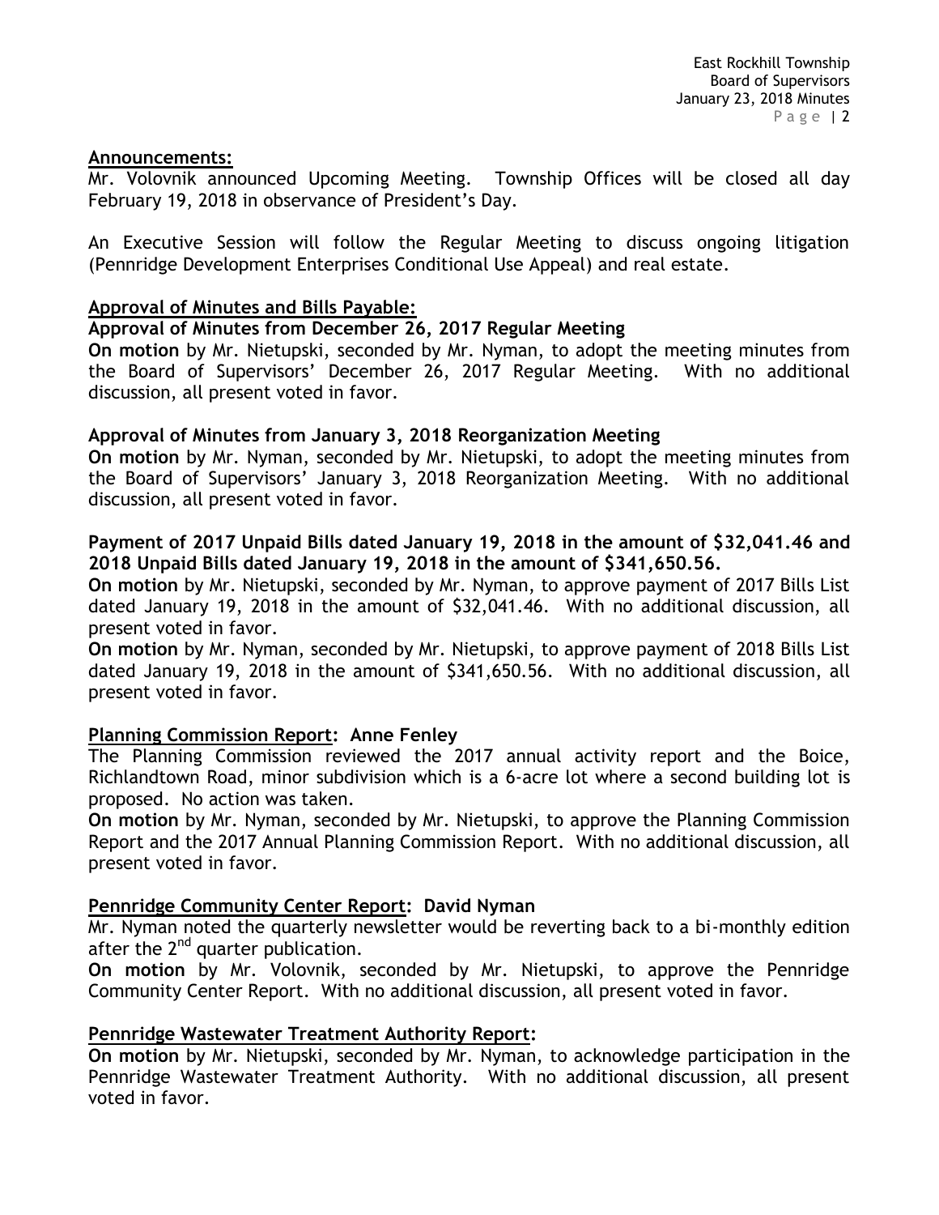**Announcements:**

Mr. Volovnik announced Upcoming Meeting. Township Offices will be closed all day February 19, 2018 in observance of President's Day.

An Executive Session will follow the Regular Meeting to discuss ongoing litigation (Pennridge Development Enterprises Conditional Use Appeal) and real estate.

**Approval of Minutes and Bills Payable:**

**Approval of Minutes from December 26, 2017 Regular Meeting**

**On motion** by Mr. Nietupski, seconded by Mr. Nyman, to adopt the meeting minutes from the Board of Supervisors' December 26, 2017 Regular Meeting. With no additional discussion, all present voted in favor.

**Approval of Minutes from January 3, 2018 Reorganization Meeting**

**On motion** by Mr. Nyman, seconded by Mr. Nietupski, to adopt the meeting minutes from the Board of Supervisors' January 3, 2018 Reorganization Meeting. With no additional discussion, all present voted in favor.

**Payment of 2017 Unpaid Bills dated January 19, 2018 in the amount of $32,041.46 and 2018 Unpaid Bills dated January 19, 2018 in the amount of $341,650.56.**

**On motion** by Mr. Nietupski, seconded by Mr. Nyman, to approve payment of 2017 Bills List dated January 19, 2018 in the amount of $32,041.46. With no additional discussion, all present voted in favor.

**On motion** by Mr. Nyman, seconded by Mr. Nietupski, to approve payment of 2018 Bills List dated January 19, 2018 in the amount of $341,650.56. With no additional discussion, all present voted in favor.

**Planning Commission Report: Anne Fenley**

The Planning Commission reviewed the 2017 annual activity report and the Boice, Richlandtown Road, minor subdivision which is a 6-acre lot where a second building lot is proposed. No action was taken.

**On motion** by Mr. Nyman, seconded by Mr. Nietupski, to approve the Planning Commission Report and the 2017 Annual Planning Commission Report. With no additional discussion, all present voted in favor.

**Pennridge Community Center Report: David Nyman**

Mr. Nyman noted the quarterly newsletter would be reverting back to a bi-monthly edition after the 2nd quarter publication.

**On motion** by Mr. Volovnik, seconded by Mr. Nietupski, to approve the Pennridge Community Center Report. With no additional discussion, all present voted in favor.

**Pennridge Wastewater Treatment Authority Report:**

**On motion** by Mr. Nietupski, seconded by Mr. Nyman, to acknowledge participation in the Pennridge Wastewater Treatment Authority. With no additional discussion, all present voted in favor.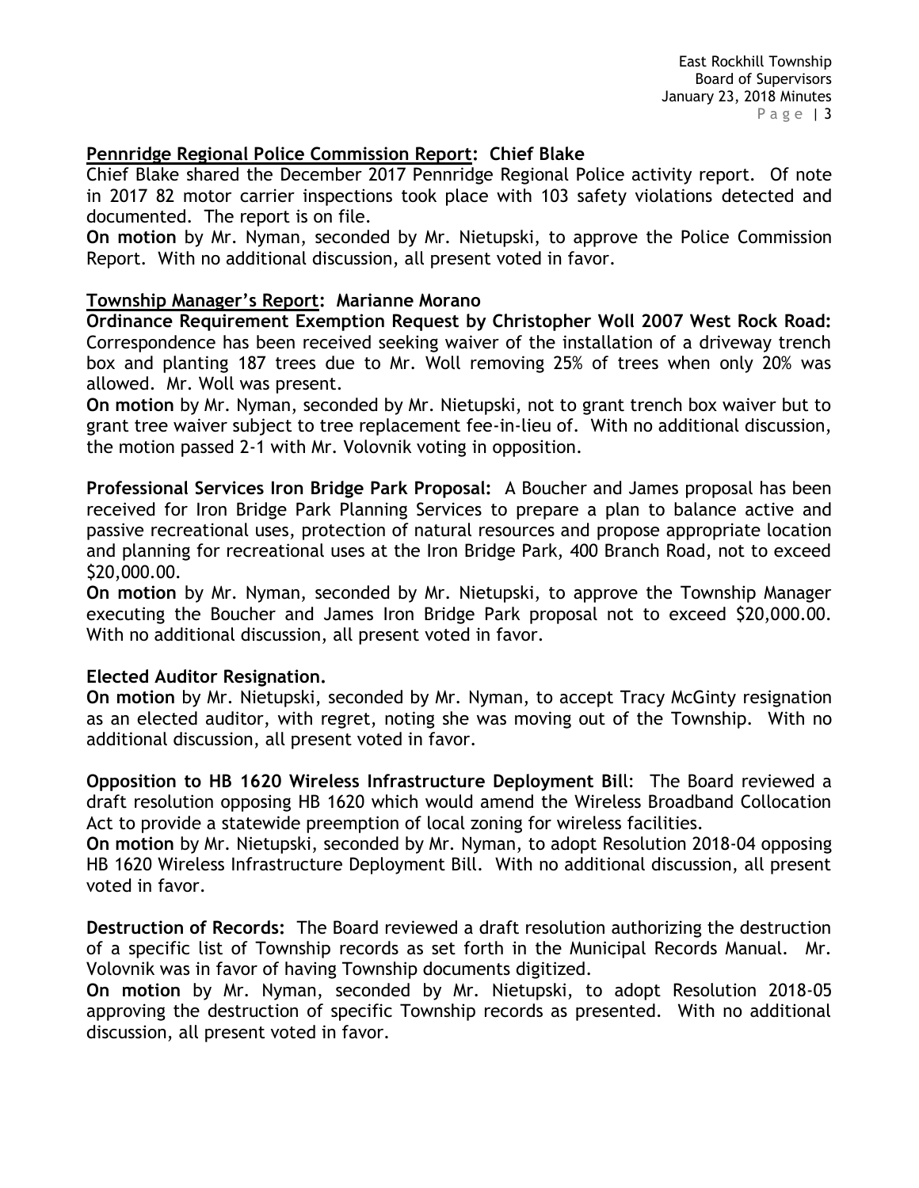**Pennridge Regional Police Commission Report: Chief Blake**

Chief Blake shared the December 2017 Pennridge Regional Police activity report. Of note in 2017 82 motor carrier inspections took place with 103 safety violations detected and documented. The report is on file.

**On motion** by Mr. Nyman, seconded by Mr. Nietupski, to approve the Police Commission Report. With no additional discussion, all present voted in favor.

**Township Manager's Report: Marianne Morano**

**Ordinance Requirement Exemption Request by Christopher Woll 2007 West Rock Road:** Correspondence has been received seeking waiver of the installation of a driveway trench box and planting 187 trees due to Mr. Woll removing 25% of trees when only 20% was allowed. Mr. Woll was present.

**On motion** by Mr. Nyman, seconded by Mr. Nietupski, not to grant trench box waiver but to grant tree waiver subject to tree replacement fee-in-lieu of. With no additional discussion, the motion passed 2-1 with Mr. Volovnik voting in opposition.

**Professional Services Iron Bridge Park Proposal:** A Boucher and James proposal has been received for Iron Bridge Park Planning Services to prepare a plan to balance active and passive recreational uses, protection of natural resources and propose appropriate location and planning for recreational uses at the Iron Bridge Park, 400 Branch Road, not to exceed $20,000.00.

**On motion** by Mr. Nyman, seconded by Mr. Nietupski, to approve the Township Manager executing the Boucher and James Iron Bridge Park proposal not to exceed $20,000.00. With no additional discussion, all present voted in favor.

**Elected Auditor Resignation.**

**On motion** by Mr. Nietupski, seconded by Mr. Nyman, to accept Tracy McGinty resignation as an elected auditor, with regret, noting she was moving out of the Township. With no additional discussion, all present voted in favor.

**Opposition to HB 1620 Wireless Infrastructure Deployment Bill:** The Board reviewed a draft resolution opposing HB 1620 which would amend the Wireless Broadband Collocation Act to provide a statewide preemption of local zoning for wireless facilities.

**On motion** by Mr. Nietupski, seconded by Mr. Nyman, to adopt Resolution 2018-04 opposing HB 1620 Wireless Infrastructure Deployment Bill. With no additional discussion, all present voted in favor.

**Destruction of Records:** The Board reviewed a draft resolution authorizing the destruction of a specific list of Township records as set forth in the Municipal Records Manual. Mr. Volovnik was in favor of having Township documents digitized.

**On motion** by Mr. Nyman, seconded by Mr. Nietupski, to adopt Resolution 2018-05 approving the destruction of specific Township records as presented. With no additional discussion, all present voted in favor.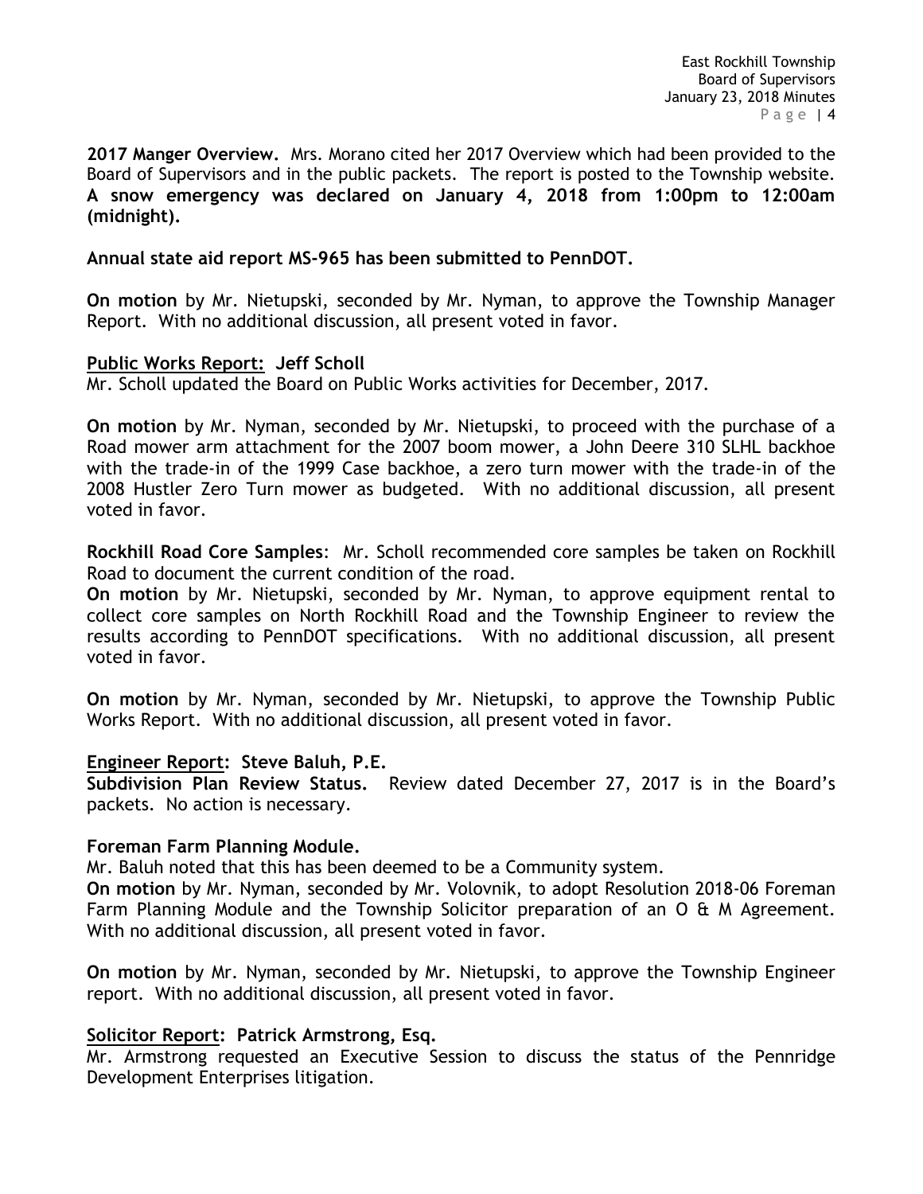**2017 Manger Overview.** Mrs. Morano cited her 2017 Overview which had been provided to the Board of Supervisors and in the public packets. The report is posted to the Township website. **A snow emergency was declared on January 4, 2018 from 1:00pm to 12:00am (midnight).**

**Annual state aid report MS-965 has been submitted to PennDOT.**

**On motion** by Mr. Nietupski, seconded by Mr. Nyman, to approve the Township Manager Report. With no additional discussion, all present voted in favor.

**Public Works Report: Jeff Scholl**

Mr. Scholl updated the Board on Public Works activities for December, 2017.

**On motion** by Mr. Nyman, seconded by Mr. Nietupski, to proceed with the purchase of a Road mower arm attachment for the 2007 boom mower, a John Deere 310 SLHL backhoe with the trade-in of the 1999 Case backhoe, a zero turn mower with the trade-in of the 2008 Hustler Zero Turn mower as budgeted. With no additional discussion, all present voted in favor.

**Rockhill Road Core Samples**: Mr. Scholl recommended core samples be taken on Rockhill Road to document the current condition of the road.

**On motion** by Mr. Nietupski, seconded by Mr. Nyman, to approve equipment rental to collect core samples on North Rockhill Road and the Township Engineer to review the results according to PennDOT specifications. With no additional discussion, all present voted in favor.

**On motion** by Mr. Nyman, seconded by Mr. Nietupski, to approve the Township Public Works Report. With no additional discussion, all present voted in favor.

**Engineer Report: Steve Baluh, P.E.**

**Subdivision Plan Review Status.** Review dated December 27, 2017 is in the Board's packets. No action is necessary.

**Foreman Farm Planning Module.**

Mr. Baluh noted that this has been deemed to be a Community system.

**On motion** by Mr. Nyman, seconded by Mr. Volovnik, to adopt Resolution 2018-06 Foreman Farm Planning Module and the Township Solicitor preparation of an O & M Agreement. With no additional discussion, all present voted in favor.

**On motion** by Mr. Nyman, seconded by Mr. Nietupski, to approve the Township Engineer report. With no additional discussion, all present voted in favor.

**Solicitor Report: Patrick Armstrong, Esq.**

Mr. Armstrong requested an Executive Session to discuss the status of the Pennridge Development Enterprises litigation.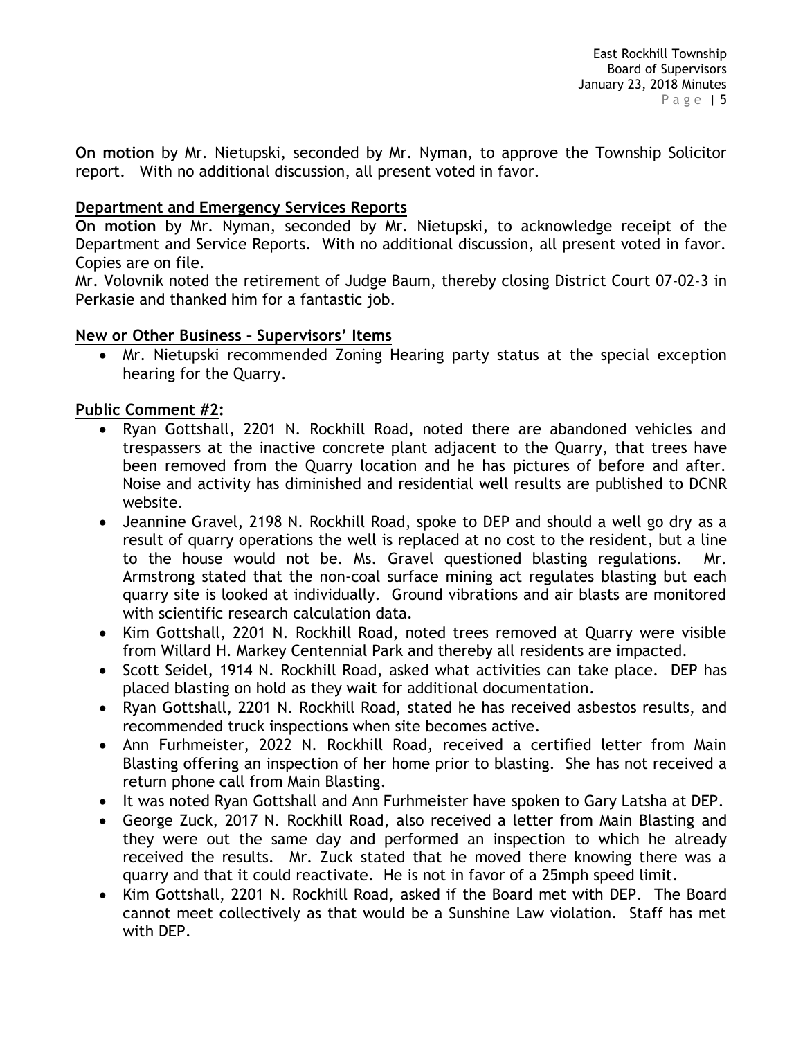**On motion** by Mr. Nietupski, seconded by Mr. Nyman, to approve the Township Solicitor report. With no additional discussion, all present voted in favor.

## Department and Emergency Services Reports

**On motion** by Mr. Nyman, seconded by Mr. Nietupski, to acknowledge receipt of the Department and Service Reports. With no additional discussion, all present voted in favor. Copies are on file.

Mr. Volovnik noted the retirement of Judge Baum, thereby closing District Court 07-02-3 in Perkasie and thanked him for a fantastic job.

## New or Other Business – Supervisors' Items

- Mr. Nietupski recommended Zoning Hearing party status at the special exception hearing for the Quarry.

## Public Comment #2:

- Ryan Gottshall, 2201 N. Rockhill Road, noted there are abandoned vehicles and trespassers at the inactive concrete plant adjacent to the Quarry, that trees have been removed from the Quarry location and he has pictures of before and after. Noise and activity has diminished and residential well results are published to DCNR website.
- Jeannine Gravel, 2198 N. Rockhill Road, spoke to DEP and should a well go dry as a result of quarry operations the well is replaced at no cost to the resident, but a line to the house would not be. Ms. Gravel questioned blasting regulations. Mr. Armstrong stated that the non-coal surface mining act regulates blasting but each quarry site is looked at individually. Ground vibrations and air blasts are monitored with scientific research calculation data.
- Kim Gottshall, 2201 N. Rockhill Road, noted trees removed at Quarry were visible from Willard H. Markey Centennial Park and thereby all residents are impacted.
- Scott Seidel, 1914 N. Rockhill Road, asked what activities can take place. DEP has placed blasting on hold as they wait for additional documentation.
- Ryan Gottshall, 2201 N. Rockhill Road, stated he has received asbestos results, and recommended truck inspections when site becomes active.
- Ann Furhmeister, 2022 N. Rockhill Road, received a certified letter from Main Blasting offering an inspection of her home prior to blasting. She has not received a return phone call from Main Blasting.
- It was noted Ryan Gottshall and Ann Furhmeister have spoken to Gary Latsha at DEP.
- George Zuck, 2017 N. Rockhill Road, also received a letter from Main Blasting and they were out the same day and performed an inspection to which he already received the results. Mr. Zuck stated that he moved there knowing there was a quarry and that it could reactivate. He is not in favor of a 25mph speed limit.
- Kim Gottshall, 2201 N. Rockhill Road, asked if the Board met with DEP. The Board cannot meet collectively as that would be a Sunshine Law violation. Staff has met with DEP.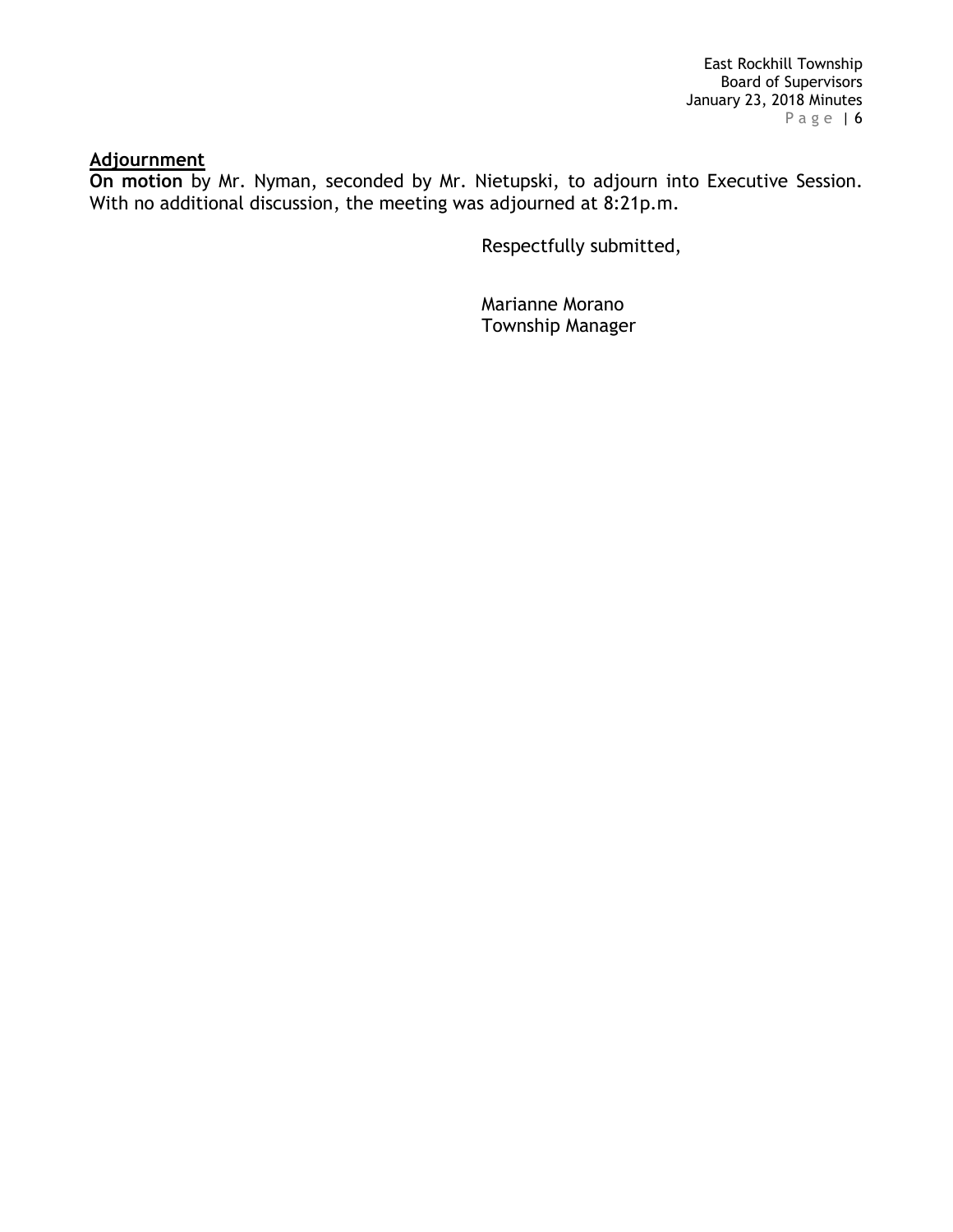## Adjournment

**On motion** by Mr. Nyman, seconded by Mr. Nietupski, to adjourn into Executive Session. With no additional discussion, the meeting was adjourned at 8:21p.m.

Respectfully submitted,

Marianne Morano
Township Manager